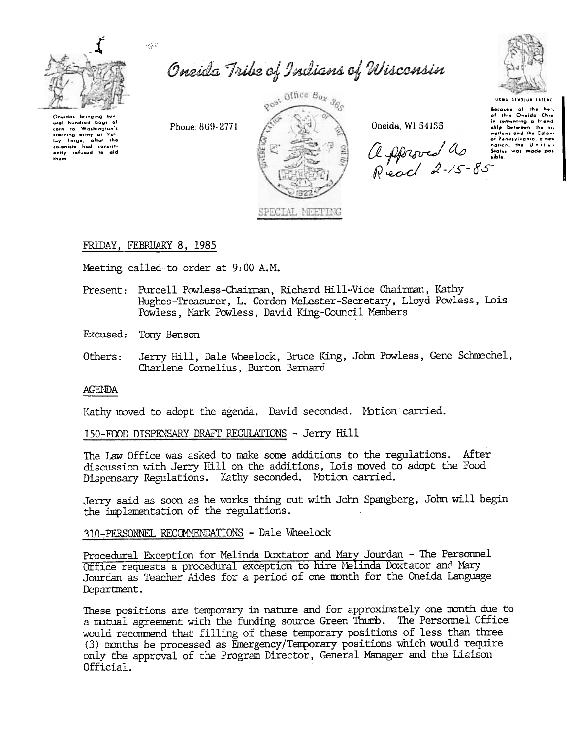# Oneida Tribe of Indians of Wisconsin

Oneidas bringing several hundred bags of corn to Washington's starving army at Valley Forge, after the colonists had consistently refused to aid them.

Phone: 869-2771

Post Office Box 365

Oneida, WI 54155

UGWA DEHOLUN YATEHE

Because of the help of this Oneida Chief in cementing a friendship between the six nations and the Colony of Pennsylvania, a new nation, the United States was made possible.

Approved as Read 2-15-85

SPECIAL MEETING

FRIDAY, FEBRUARY 8, 1985

Meeting called to order at 9:00 A.M.

Present: Purcell Powless-Chairman, Richard Hill-Vice Chairman, Kathy Hughes-Treasurer, L. Gordon McLester-Secretary, Lloyd Powless, Lois Powless, Mark Powless, David King-Council Members

Excused: Tony Benson

Others: Jerry Hill, Dale Wheelock, Bruce King, John Powless, Gene Schmechel, Charlene Cornelius, Burton Barnard

## AGENDA

Kathy moved to adopt the agenda. David seconded. Motion carried.

150-FOOD DISPENSARY DRAFT REGULATIONS - Jerry Hill

The Law Office was asked to make some additions to the regulations. After discussion with Jerry Hill on the additions, Lois moved to adopt the Food Dispensary Regulations. Kathy seconded. Motion carried.

Jerry said as soon as he works thing out with John Spangberg, John will begin the implementation of the regulations.

310-PERSONNEL RECOMMENDATIONS - Dale Wheelock

Procedural Exception for Melinda Doxtator and Mary Jourdan - The Personnel Office requests a procedural exception to hire Melinda Doxtator and Mary Jourdan as Teacher Aides for a period of one month for the Oneida Language Department.

These positions are temporary in nature and for approximately one month due to a mutual agreement with the funding source Green Thumb. The Personnel Office would recommend that filling of these temporary positions of less than three (3) months be processed as Emergency/Temporary positions which would require only the approval of the Program Director, General Manager and the Liaison Official.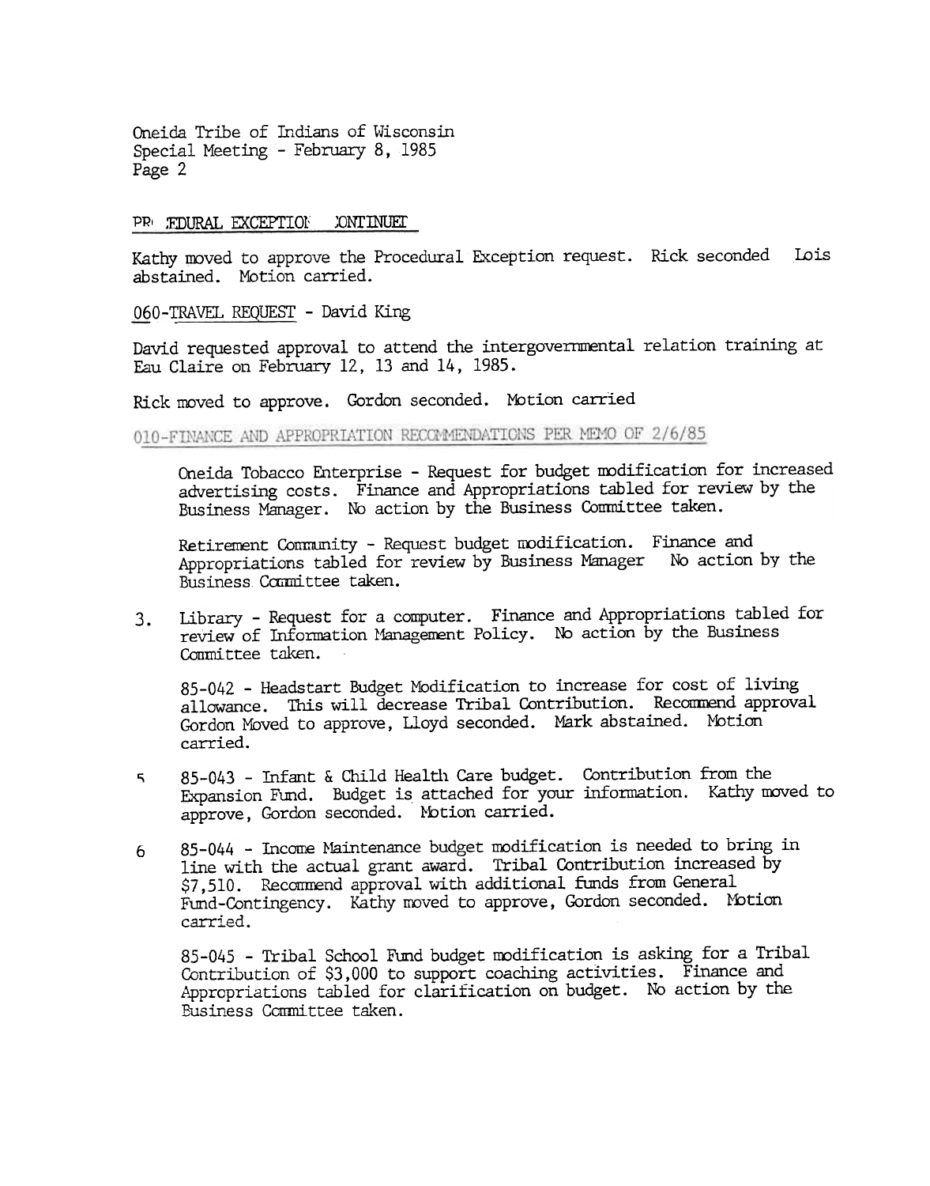Oneida Tribe of Indians of Wisconsin
Special Meeting - February 8, 1985

PR EDURAL EXCEPTIO ONTINUE

Kathy moved to approve the Procedural Exception request. Rick seconded Lois abstained. Motion carried.

060-TRAVEL REQUEST - David King

David requested approval to attend the intergovernmental relation training at Eau Claire on February 12, 13 and 14, 1985.

Rick moved to approve. Gordon seconded. Motion carried

010-FINANCE AND APPROPRIATION RECOMMENDATIONS PER MEMO OF 2/6/85

Oneida Tobacco Enterprise - Request for budget modification for increased advertising costs. Finance and Appropriations tabled for review by the Business Manager. No action by the Business Committee taken.

Retirement Community - Request budget modification. Finance and Appropriations tabled for review by Business Manager No action by the Business Committee taken.

3. Library - Request for a computer. Finance and Appropriations tabled for review of Information Management Policy. No action by the Business Committee taken.

85-042 - Headstart Budget Modification to increase for cost of living allowance. This will decrease Tribal Contribution. Recommend approval Gordon Moved to approve, Lloyd seconded. Mark abstained. Motion carried.

5 85-043 - Infant & Child Health Care budget. Contribution from the Expansion Fund. Budget is attached for your information. Kathy moved to approve, Gordon seconded. Motion carried.

6 85-044 - Income Maintenance budget modification is needed to bring in line with the actual grant award. Tribal Contribution increased by $7,510. Recommend approval with additional funds from General Fund-Contingency. Kathy moved to approve, Gordon seconded. Motion carried.

85-045 - Tribal School Fund budget modification is asking for a Tribal Contribution of $3,000 to support coaching activities. Finance and Appropriations tabled for clarification on budget. No action by the Business Committee taken.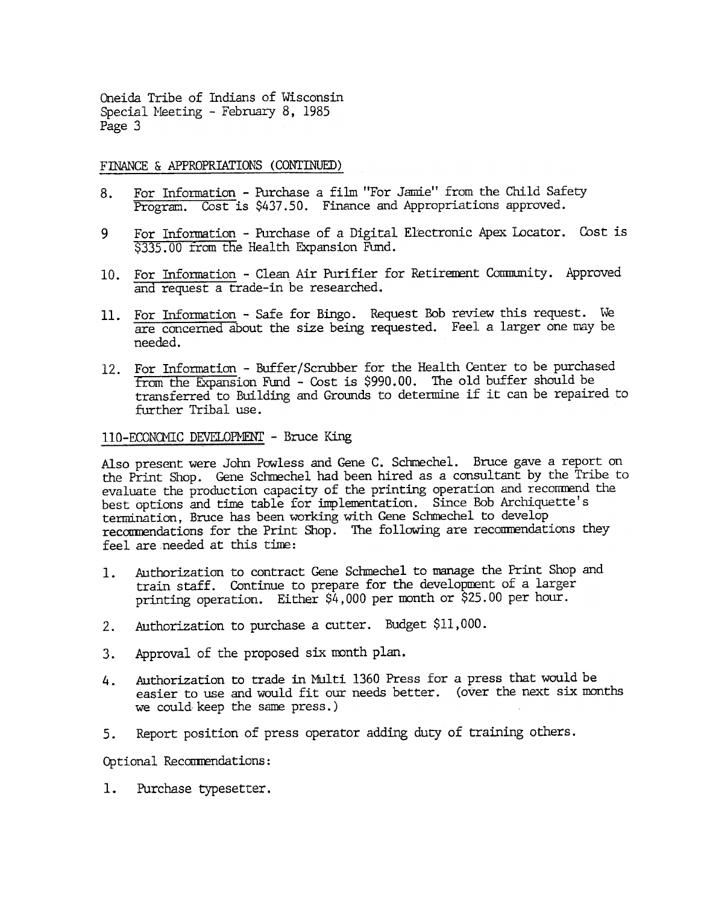Oneida Tribe of Indians of Wisconsin
Special Meeting - February 8, 1985

FINANCE & APPROPRIATIONS (CONTINUED)

8. For Information - Purchase a film "For Jamie" from the Child Safety Program. Cost is $437.50. Finance and Appropriations approved.

9 For Information - Purchase of a Digital Electronic Apex Locator. Cost is $335.00 from the Health Expansion Fund.

10. For Information - Clean Air Purifier for Retirement Community. Approved and request a trade-in be researched.

11. For Information - Safe for Bingo. Request Bob review this request. We are concerned about the size being requested. Feel a larger one may be needed.

12. For Information - Buffer/Scrubber for the Health Center to be purchased from the Expansion Fund - Cost is $990.00. The old buffer should be transferred to Building and Grounds to determine if it can be repaired to further Tribal use.

110-ECONOMIC DEVELOPMENT - Bruce King

Also present were John Powless and Gene C. Schmechel. Bruce gave a report on the Print Shop. Gene Schmechel had been hired as a consultant by the Tribe to evaluate the production capacity of the printing operation and recommend the best options and time table for implementation. Since Bob Archiquette's termination, Bruce has been working with Gene Schmechel to develop recommendations for the Print Shop. The following are recommendations they feel are needed at this time:

1. Authorization to contract Gene Schmechel to manage the Print Shop and train staff. Continue to prepare for the development of a larger printing operation. Either $4,000 per month or $25.00 per hour.

2. Authorization to purchase a cutter. Budget $11,000.

3. Approval of the proposed six month plan.

4. Authorization to trade in Multi 1360 Press for a press that would be easier to use and would fit our needs better. (over the next six months we could keep the same press.)

5. Report position of press operator adding duty of training others.

Optional Recommendations:

1. Purchase typesetter.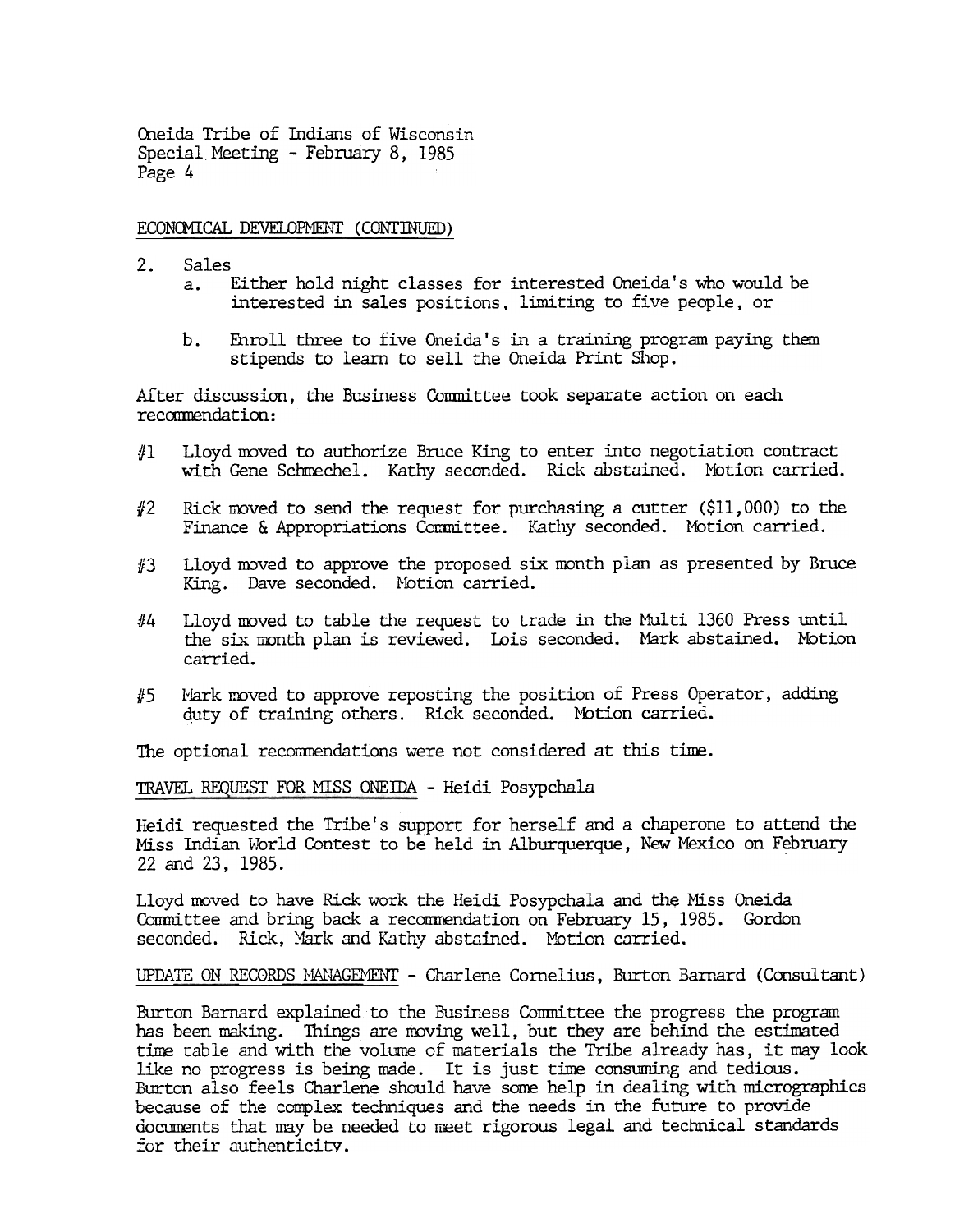Oneida Tribe of Indians of Wisconsin
Special Meeting - February 8, 1985
Page 4

ECONOMICAL DEVELOPMENT (CONTINUED)

2. Sales
   a. Either hold night classes for interested Oneida's who would be interested in sales positions, limiting to five people, or

   b. Enroll three to five Oneida's in a training program paying them stipends to learn to sell the Oneida Print Shop.

After discussion, the Business Committee took separate action on each recommendation:

#1 Lloyd moved to authorize Bruce King to enter into negotiation contract with Gene Schmechel. Kathy seconded. Rick abstained. Motion carried.

#2 Rick moved to send the request for purchasing a cutter ($11,000) to the Finance & Appropriations Committee. Kathy seconded. Motion carried.

#3 Lloyd moved to approve the proposed six month plan as presented by Bruce King. Dave seconded. Motion carried.

#4 Lloyd moved to table the request to trade in the Multi 1360 Press until the six month plan is reviewed. Lois seconded. Mark abstained. Motion carried.

#5 Mark moved to approve reposting the position of Press Operator, adding duty of training others. Rick seconded. Motion carried.

The optional recommendations were not considered at this time.

TRAVEL REQUEST FOR MISS ONEIDA - Heidi Posypchala

Heidi requested the Tribe's support for herself and a chaperone to attend the Miss Indian World Contest to be held in Alburquerque, New Mexico on February 22 and 23, 1985.

Lloyd moved to have Rick work the Heidi Posypchala and the Miss Oneida Committee and bring back a recommendation on February 15, 1985. Gordon seconded. Rick, Mark and Kathy abstained. Motion carried.

UPDATE ON RECORDS MANAGEMENT - Charlene Cornelius, Burton Barnard (Consultant)

Burton Barnard explained to the Business Committee the progress the program has been making. Things are moving well, but they are behind the estimated time table and with the volume of materials the Tribe already has, it may look like no progress is being made. It is just time consuming and tedious. Burton also feels Charlene should have some help in dealing with micrographics because of the complex techniques and the needs in the future to provide documents that may be needed to meet rigorous legal and technical standards for their authenticity.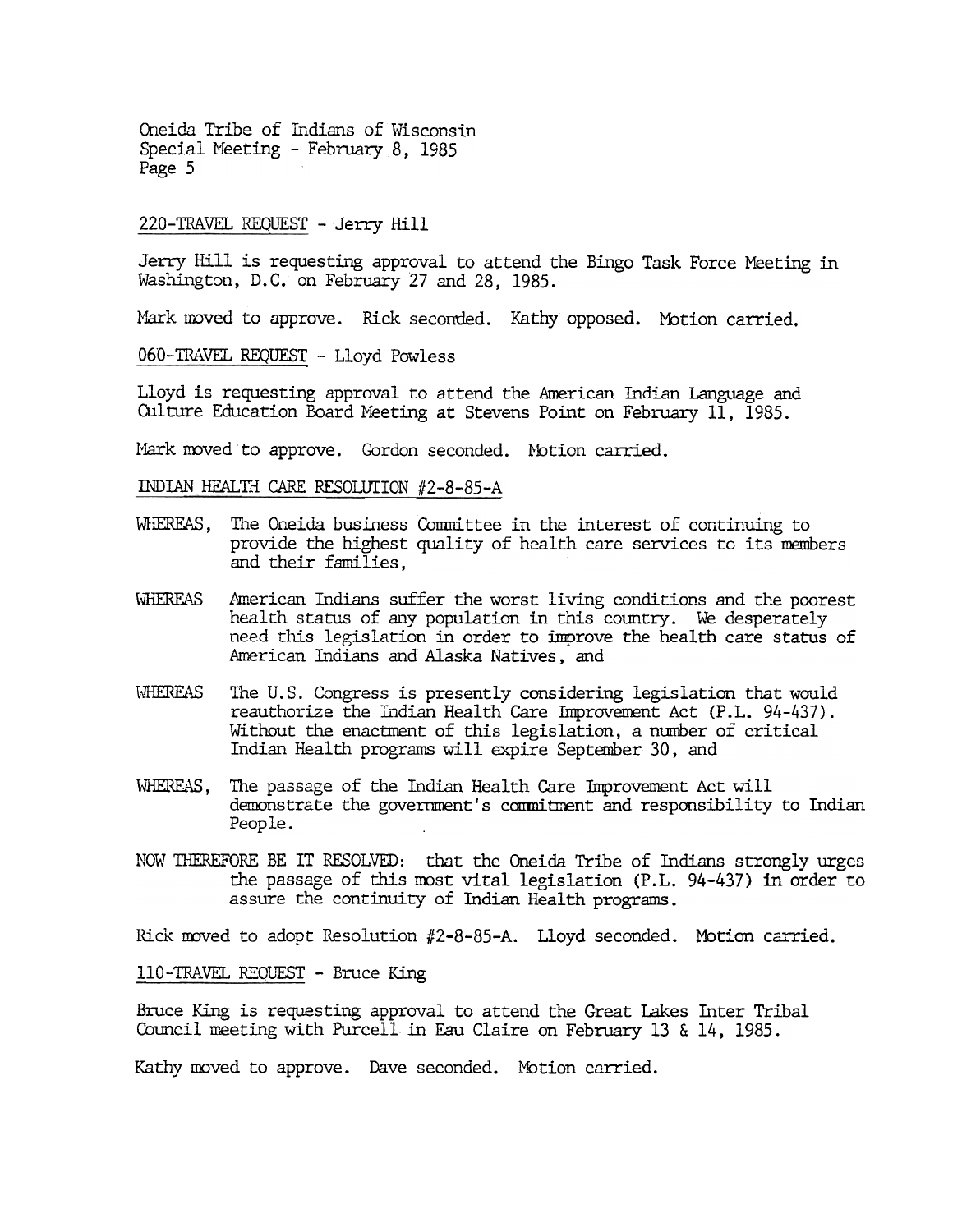220-TRAVEL REQUEST - Jerry Hill

Jerry Hill is requesting approval to attend the Bingo Task Force Meeting in Washington, D.C. on February 27 and 28, 1985.

Mark moved to approve. Rick seconded. Kathy opposed. Motion carried.

060-TRAVEL REQUEST - Lloyd Powless

Lloyd is requesting approval to attend the American Indian Language and Culture Education Board Meeting at Stevens Point on February 11, 1985.

Mark moved to approve. Gordon seconded. Motion carried.

INDIAN HEALTH CARE RESOLUTION #2-8-85-A

WHEREAS, The Oneida business Committee in the interest of continuing to provide the highest quality of health care services to its members and their families,

WHEREAS American Indians suffer the worst living conditions and the poorest health status of any population in this country. We desperately need this legislation in order to improve the health care status of American Indians and Alaska Natives, and

WHEREAS The U.S. Congress is presently considering legislation that would reauthorize the Indian Health Care Improvement Act (P.L. 94-437). Without the enactment of this legislation, a number of critical Indian Health programs will expire September 30, and

WHEREAS, The passage of the Indian Health Care Improvement Act will demonstrate the government's commitment and responsibility to Indian People.

NOW THEREFORE BE IT RESOLVED: that the Oneida Tribe of Indians strongly urges the passage of this most vital legislation (P.L. 94-437) in order to assure the continuity of Indian Health programs.

Rick moved to adopt Resolution #2-8-85-A. Lloyd seconded. Motion carried.

110-TRAVEL REQUEST - Bruce King

Bruce King is requesting approval to attend the Great Lakes Inter Tribal Council meeting with Purcell in Eau Claire on February 13 & 14, 1985.

Kathy moved to approve. Dave seconded. Motion carried.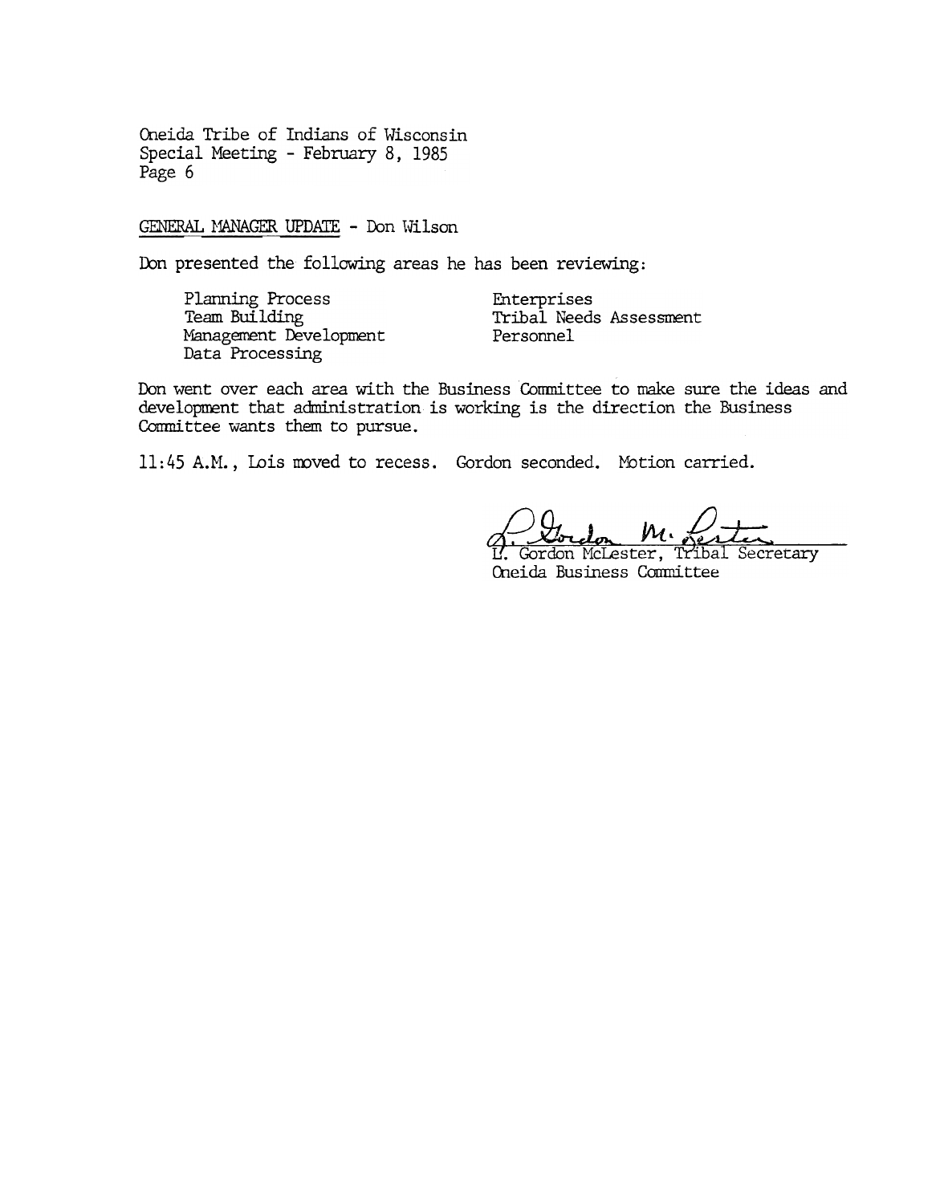GENERAL MANAGER UPDATE - Don Wilson

Don presented the following areas he has been reviewing:

- Planning Process
- Team Building
- Management Development
- Data Processing
- Enterprises
- Tribal Needs Assessment
- Personnel

Don went over each area with the Business Committee to make sure the ideas and development that administration is working is the direction the Business Committee wants them to pursue.

11:45 A.M., Lois moved to recess. Gordon seconded. Motion carried.

L. Gordon McLester, Tribal Secretary
Oneida Business Committee